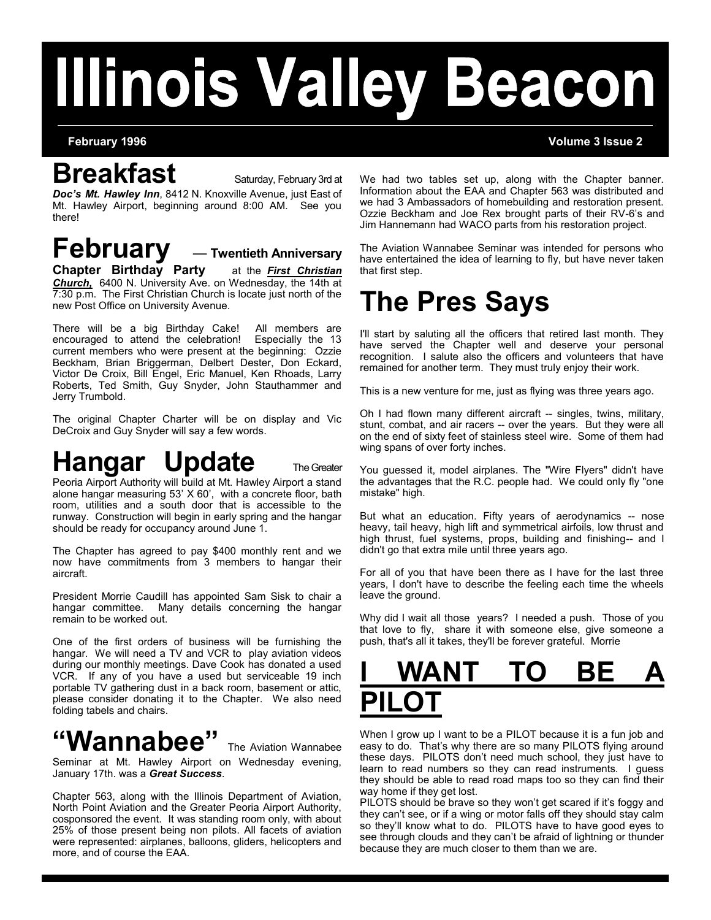# Illinois Valley Beacon

**February 1996** **Volume 3 Issue 2**

## Breakfast

Saturday, February 3rd at ***Doc's Mt. Hawley Inn***, 8412 N. Knoxville Avenue, just East of Mt. Hawley Airport, beginning around 8:00 AM. See you there!

## February — Twentieth Anniversary

**Chapter Birthday Party** at the ***First Christian Church,*** 6400 N. University Ave. on Wednesday, the 14th at 7:30 p.m. The First Christian Church is locate just north of the new Post Office on University Avenue.

There will be a big Birthday Cake! All members are encouraged to attend the celebration! Especially the 13 current members who were present at the beginning: Ozzie Beckham, Brian Briggerman, Delbert Dester, Don Eckard, Victor De Croix, Bill Engel, Eric Manuel, Ken Rhoads, Larry Roberts, Ted Smith, Guy Snyder, John Stauthammer and Jerry Trumbold.

The original Chapter Charter will be on display and Vic DeCroix and Guy Snyder will say a few words.

## Hangar Update

The Greater Peoria Airport Authority will build at Mt. Hawley Airport a stand alone hangar measuring 53' X 60', with a concrete floor, bath room, utilities and a south door that is accessible to the runway. Construction will begin in early spring and the hangar should be ready for occupancy around June 1.

The Chapter has agreed to pay $400 monthly rent and we now have commitments from 3 members to hangar their aircraft.

President Morrie Caudill has appointed Sam Sisk to chair a hangar committee. Many details concerning the hangar remain to be worked out.

One of the first orders of business will be furnishing the hangar. We will need a TV and VCR to play aviation videos during our monthly meetings. Dave Cook has donated a used VCR. If any of you have a used but serviceable 19 inch portable TV gathering dust in a back room, basement or attic, please consider donating it to the Chapter. We also need folding tabels and chairs.

## "Wannabee"

The Aviation Wannabee Seminar at Mt. Hawley Airport on Wednesday evening, January 17th. was a ***Great Success***.

Chapter 563, along with the Illinois Department of Aviation, North Point Aviation and the Greater Peoria Airport Authority, cosponsored the event. It was standing room only, with about 25% of those present being non pilots. All facets of aviation were represented: airplanes, balloons, gliders, helicopters and more, and of course the EAA.

We had two tables set up, along with the Chapter banner. Information about the EAA and Chapter 563 was distributed and we had 3 Ambassadors of homebuilding and restoration present. Ozzie Beckham and Joe Rex brought parts of their RV-6's and Jim Hannemann had WACO parts from his restoration project.

The Aviation Wannabee Seminar was intended for persons who have entertained the idea of learning to fly, but have never taken that first step.

## The Pres Says

I'll start by saluting all the officers that retired last month. They have served the Chapter well and deserve your personal recognition. I salute also the officers and volunteers that have remained for another term. They must truly enjoy their work.

This is a new venture for me, just as flying was three years ago.

Oh I had flown many different aircraft -- singles, twins, military, stunt, combat, and air racers -- over the years. But they were all on the end of sixty feet of stainless steel wire. Some of them had wing spans of over forty inches.

You guessed it, model airplanes. The "Wire Flyers" didn't have the advantages that the R.C. people had. We could only fly "one mistake" high.

But what an education. Fifty years of aerodynamics -- nose heavy, tail heavy, high lift and symmetrical airfoils, low thrust and high thrust, fuel systems, props, building and finishing-- and I didn't go that extra mile until three years ago.

For all of you that have been there as I have for the last three years, I don't have to describe the feeling each time the wheels leave the ground.

Why did I wait all those years? I needed a push. Those of you that love to fly, share it with someone else, give someone a push, that's all it takes, they'll be forever grateful. Morrie

## I WANT TO BE A PILOT

When I grow up I want to be a PILOT because it is a fun job and easy to do. That's why there are so many PILOTS flying around these days. PILOTS don't need much school, they just have to learn to read numbers so they can read instruments. I guess they should be able to read road maps too so they can find their way home if they get lost.

PILOTS should be brave so they won't get scared if it's foggy and they can't see, or if a wing or motor falls off they should stay calm so they'll know what to do. PILOTS have to have good eyes to see through clouds and they can't be afraid of lightning or thunder because they are much closer to them than we are.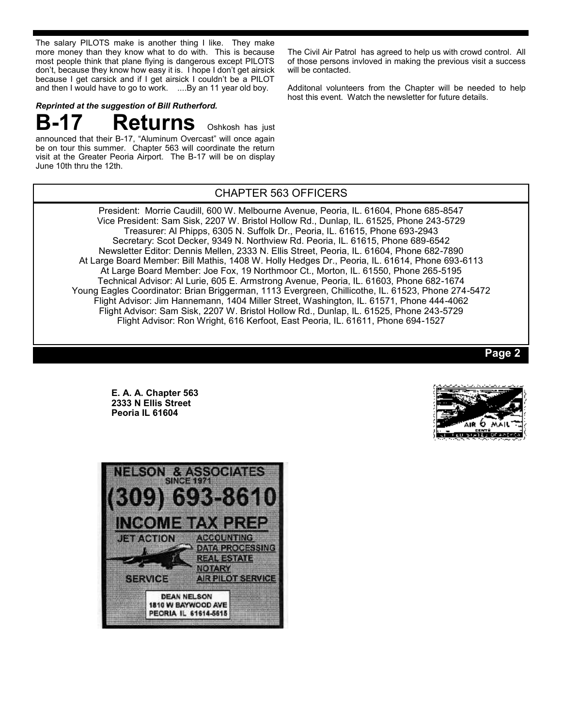The salary PILOTS make is another thing I like. They make more money than they know what to do with. This is because most people think that plane flying is dangerous except PILOTS don't, because they know how easy it is. I hope I don't get airsick because I get carsick and if I get airsick I couldn't be a PILOT and then I would have to go to work. ....By an 11 year old boy.

***Reprinted at the suggestion of Bill Rutherford.***

# B-17 Returns

Oshkosh has just announced that their B-17, "Aluminum Overcast" will once again be on tour this summer. Chapter 563 will coordinate the return visit at the Greater Peoria Airport. The B-17 will be on display June 10th thru the 12th.

The Civil Air Patrol has agreed to help us with crowd control. All of those persons invloved in making the previous visit a success will be contacted.

Additonal volunteers from the Chapter will be needed to help host this event. Watch the newsletter for future details.

## CHAPTER 563 OFFICERS

President: Morrie Caudill, 600 W. Melbourne Avenue, Peoria, IL. 61604, Phone 685-8547
Vice President: Sam Sisk, 2207 W. Bristol Hollow Rd., Dunlap, IL. 61525, Phone 243-5729
Treasurer: Al Phipps, 6305 N. Suffolk Dr., Peoria, IL. 61615, Phone 693-2943
Secretary: Scot Decker, 9349 N. Northview Rd. Peoria, IL. 61615, Phone 689-6542
Newsletter Editor: Dennis Mellen, 2333 N. Ellis Street, Peoria, IL. 61604, Phone 682-7890
At Large Board Member: Bill Mathis, 1408 W. Holly Hedges Dr., Peoria, IL. 61614, Phone 693-6113
At Large Board Member: Joe Fox, 19 Northmoor Ct., Morton, IL. 61550, Phone 265-5195
Technical Advisor: Al Lurie, 605 E. Armstrong Avenue, Peoria, IL. 61603, Phone 682-1674
Young Eagles Coordinator: Brian Briggerman, 1113 Evergreen, Chillicothe, IL. 61523, Phone 274-5472
Flight Advisor: Jim Hannemann, 1404 Miller Street, Washington, IL. 61571, Phone 444-4062
Flight Advisor: Sam Sisk, 2207 W. Bristol Hollow Rd., Dunlap, IL. 61525, Phone 243-5729
Flight Advisor: Ron Wright, 616 Kerfoot, East Peoria, IL. 61611, Phone 694-1527

**E. A. A. Chapter 563**
**2333 N Ellis Street**
**Peoria IL 61604**

NELSON & ASSOCIATES
SINCE 1971
(309) 693-8610
INCOME TAX PREP
JET ACTION SERVICE
ACCOUNTING
DATA PROCESSING
REAL ESTATE
NOTARY
AIR PILOT SERVICE
DEAN NELSON
1810 W BAYWOOD AVE
PEORIA IL 61614-5615